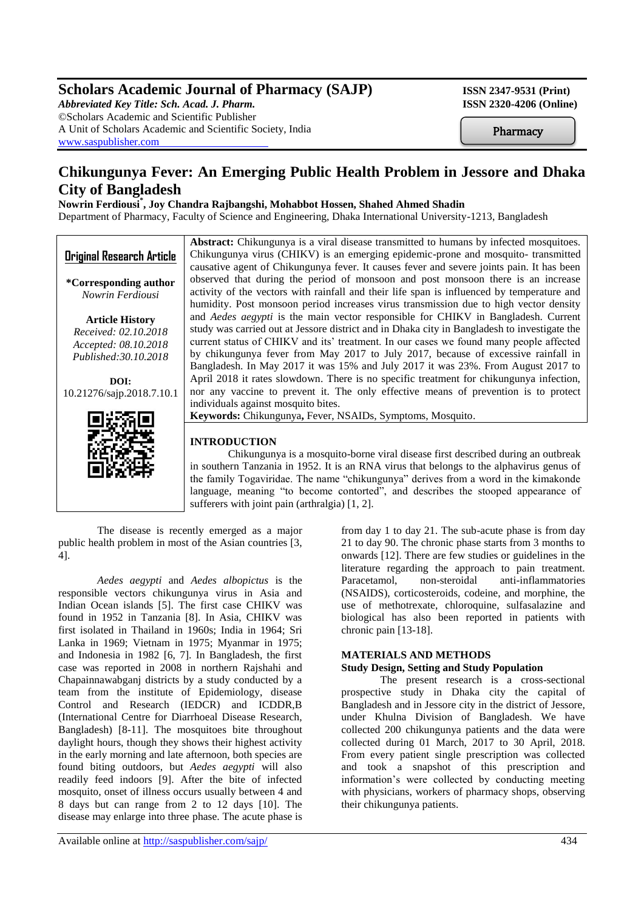# Scholars Academic Journal of Pharmacy (SAJP)

*Abbreviated Key Title: Sch. Acad. J. Pharm.*
©Scholars Academic and Scientific Publisher
A Unit of Scholars Academic and Scientific Society, India
www.saspublisher.com

ISSN 2347-9531 (Print)
ISSN 2320-4206 (Online)

Pharmacy

# Chikungunya Fever: An Emerging Public Health Problem in Jessore and Dhaka City of Bangladesh

**Nowrin Ferdiousi*, Joy Chandra Rajbangshi, Mohabbot Hossen, Shahed Ahmed Shadin**

Department of Pharmacy, Faculty of Science and Engineering, Dhaka International University-1213, Bangladesh

**Original Research Article**

**\*Corresponding author**
*Nowrin Ferdiousi*

**Article History**
*Received: 02.10.2018*
*Accepted: 08.10.2018*
*Published:30.10.2018*

**DOI:**
10.21276/sajp.2018.7.10.1

**Abstract:** Chikungunya is a viral disease transmitted to humans by infected mosquitoes. Chikungunya virus (CHIKV) is an emerging epidemic-prone and mosquito- transmitted causative agent of Chikungunya fever. It causes fever and severe joints pain. It has been observed that during the period of monsoon and post monsoon there is an increase activity of the vectors with rainfall and their life span is influenced by temperature and humidity. Post monsoon period increases virus transmission due to high vector density and *Aedes aegypti* is the main vector responsible for CHIKV in Bangladesh. Current study was carried out at Jessore district and in Dhaka city in Bangladesh to investigate the current status of CHIKV and its' treatment. In our cases we found many people affected by chikungunya fever from May 2017 to July 2017, because of excessive rainfall in Bangladesh. In May 2017 it was 15% and July 2017 it was 23%. From August 2017 to April 2018 it rates slowdown. There is no specific treatment for chikungunya infection, nor any vaccine to prevent it. The only effective means of prevention is to protect individuals against mosquito bites.

**Keywords:** Chikungunya**,** Fever, NSAIDs, Symptoms, Mosquito.

## INTRODUCTION

Chikungunya is a mosquito-borne viral disease first described during an outbreak in southern Tanzania in 1952. It is an RNA virus that belongs to the alphavirus genus of the family Togaviridae. The name "chikungunya" derives from a word in the kimakonde language, meaning "to become contorted", and describes the stooped appearance of sufferers with joint pain (arthralgia) [1, 2].

The disease is recently emerged as a major public health problem in most of the Asian countries [3, 4].

*Aedes aegypti* and *Aedes albopictus* is the responsible vectors chikungunya virus in Asia and Indian Ocean islands [5]. The first case CHIKV was found in 1952 in Tanzania [8]. In Asia, CHIKV was first isolated in Thailand in 1960s; India in 1964; Sri Lanka in 1969; Vietnam in 1975; Myanmar in 1975; and Indonesia in 1982 [6, 7]. In Bangladesh, the first case was reported in 2008 in northern Rajshahi and Chapainnawabganj districts by a study conducted by a team from the institute of Epidemiology, disease Control and Research (IEDCR) and ICDDR,B (International Centre for Diarrhoeal Disease Research, Bangladesh) [8-11]. The mosquitoes bite throughout daylight hours, though they shows their highest activity in the early morning and late afternoon, both species are found biting outdoors, but *Aedes aegypti* will also readily feed indoors [9]. After the bite of infected mosquito, onset of illness occurs usually between 4 and 8 days but can range from 2 to 12 days [10]. The disease may enlarge into three phase. The acute phase is from day 1 to day 21. The sub-acute phase is from day 21 to day 90. The chronic phase starts from 3 months to onwards [12]. There are few studies or guidelines in the literature regarding the approach to pain treatment. Paracetamol, non-steroidal anti-inflammatories (NSAIDS), corticosteroids, codeine, and morphine, the use of methotrexate, chloroquine, sulfasalazine and biological has also been reported in patients with chronic pain [13-18].

## MATERIALS AND METHODS

### Study Design, Setting and Study Population

The present research is a cross-sectional prospective study in Dhaka city the capital of Bangladesh and in Jessore city in the district of Jessore, under Khulna Division of Bangladesh. We have collected 200 chikungunya patients and the data were collected during 01 March, 2017 to 30 April, 2018. From every patient single prescription was collected and took a snapshot of this prescription and information's were collected by conducting meeting with physicians, workers of pharmacy shops, observing their chikungunya patients.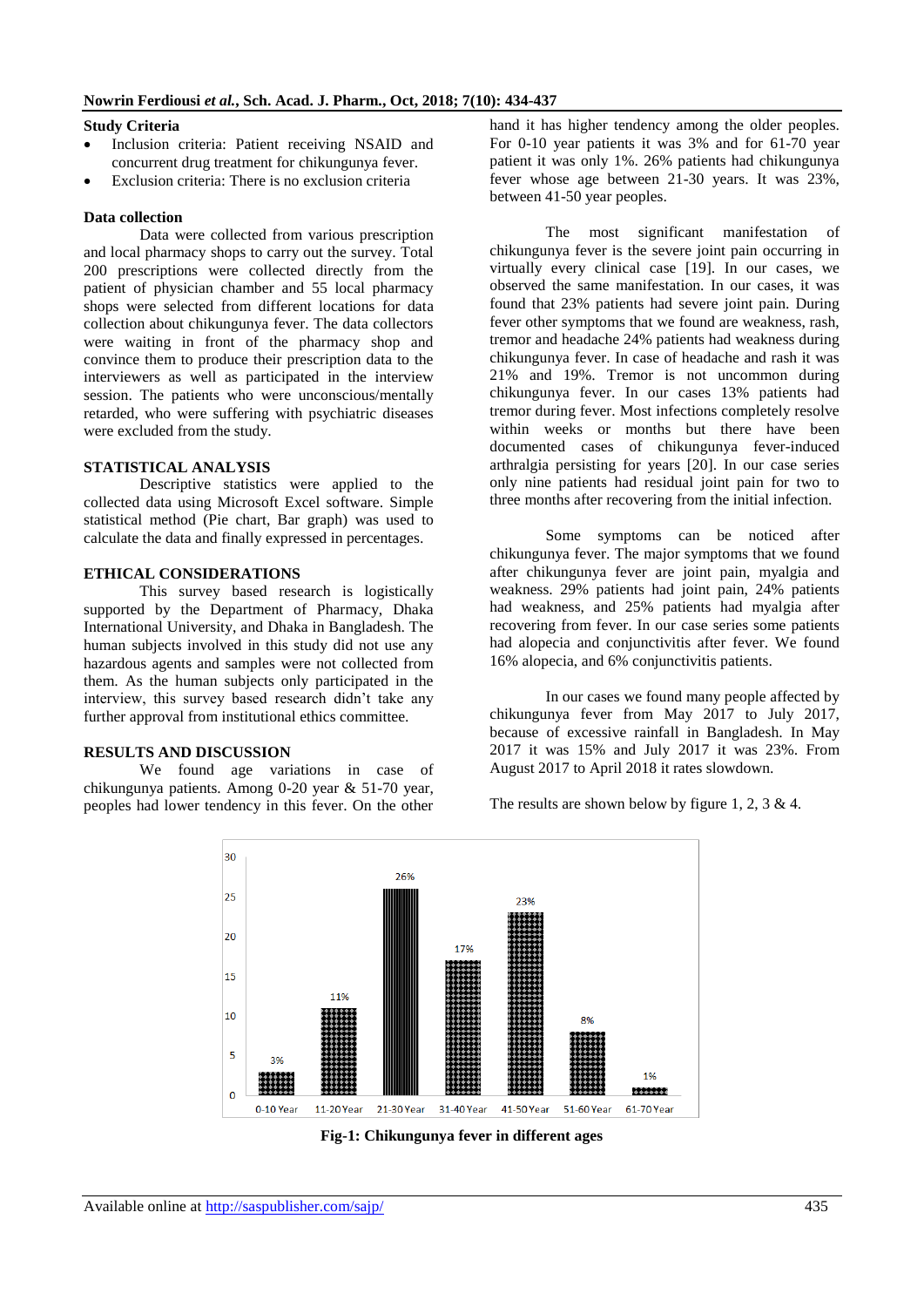## Study Criteria

- Inclusion criteria: Patient receiving NSAID and concurrent drug treatment for chikungunya fever.
- Exclusion criteria: There is no exclusion criteria

### Data collection

Data were collected from various prescription and local pharmacy shops to carry out the survey. Total 200 prescriptions were collected directly from the patient of physician chamber and 55 local pharmacy shops were selected from different locations for data collection about chikungunya fever. The data collectors were waiting in front of the pharmacy shop and convince them to produce their prescription data to the interviewers as well as participated in the interview session. The patients who were unconscious/mentally retarded, who were suffering with psychiatric diseases were excluded from the study.

## STATISTICAL ANALYSIS

Descriptive statistics were applied to the collected data using Microsoft Excel software. Simple statistical method (Pie chart, Bar graph) was used to calculate the data and finally expressed in percentages.

## ETHICAL CONSIDERATIONS

This survey based research is logistically supported by the Department of Pharmacy, Dhaka International University, and Dhaka in Bangladesh. The human subjects involved in this study did not use any hazardous agents and samples were not collected from them. As the human subjects only participated in the interview, this survey based research didn't take any further approval from institutional ethics committee.

## RESULTS AND DISCUSSION

We found age variations in case of chikungunya patients. Among 0-20 year & 51-70 year, peoples had lower tendency in this fever. On the other hand it has higher tendency among the older peoples. For 0-10 year patients it was 3% and for 61-70 year patient it was only 1%. 26% patients had chikungunya fever whose age between 21-30 years. It was 23%, between 41-50 year peoples.

The most significant manifestation of chikungunya fever is the severe joint pain occurring in virtually every clinical case [19]. In our cases, we observed the same manifestation. In our cases, it was found that 23% patients had severe joint pain. During fever other symptoms that we found are weakness, rash, tremor and headache 24% patients had weakness during chikungunya fever. In case of headache and rash it was 21% and 19%. Tremor is not uncommon during chikungunya fever. In our cases 13% patients had tremor during fever. Most infections completely resolve within weeks or months but there have been documented cases of chikungunya fever-induced arthralgia persisting for years [20]. In our case series only nine patients had residual joint pain for two to three months after recovering from the initial infection.

Some symptoms can be noticed after chikungunya fever. The major symptoms that we found after chikungunya fever are joint pain, myalgia and weakness. 29% patients had joint pain, 24% patients had weakness, and 25% patients had myalgia after recovering from fever. In our case series some patients had alopecia and conjunctivitis after fever. We found 16% alopecia, and 6% conjunctivitis patients.

In our cases we found many people affected by chikungunya fever from May 2017 to July 2017, because of excessive rainfall in Bangladesh. In May 2017 it was 15% and July 2017 it was 23%. From August 2017 to April 2018 it rates slowdown.

The results are shown below by figure 1, 2, 3 & 4.

**Fig-1: Chikungunya fever in different ages**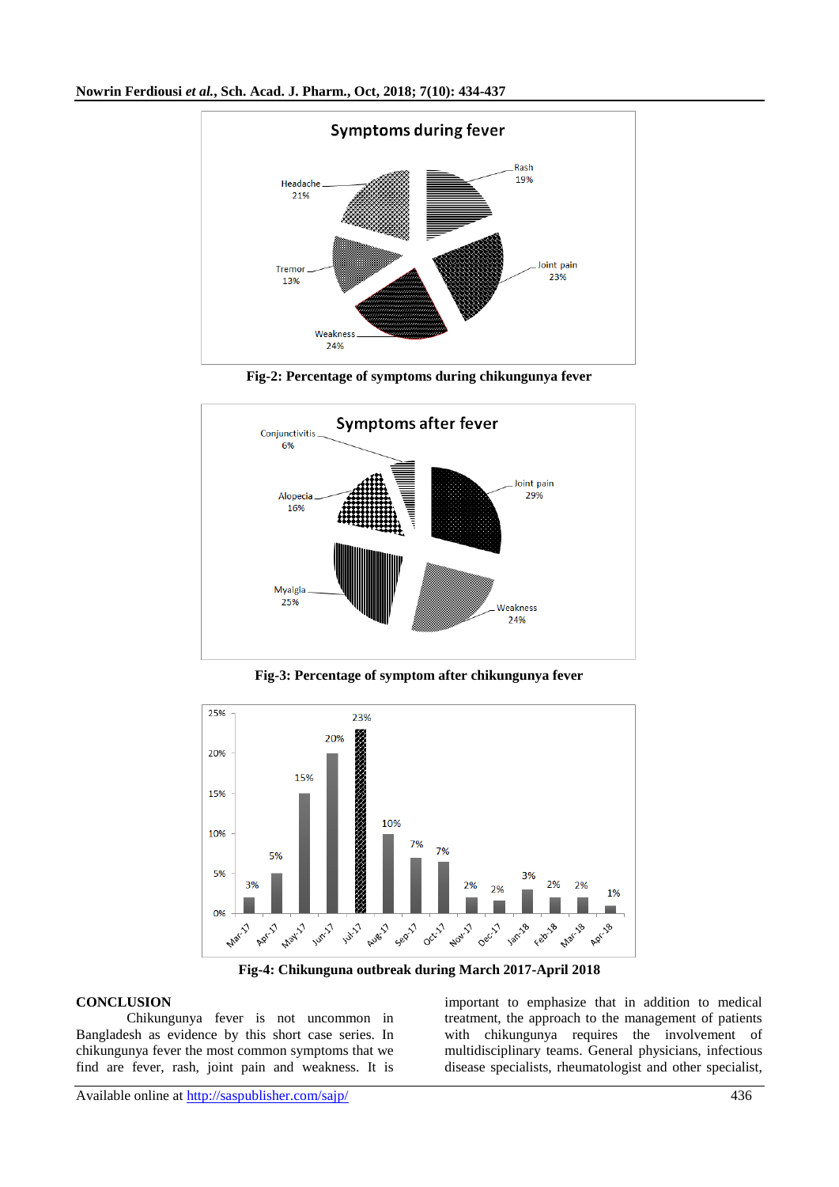Fig-2: Percentage of symptoms during chikungunya fever

Fig-3: Percentage of symptom after chikungunya fever

Fig-4: Chikunguna outbreak during March 2017-April 2018

## CONCLUSION

Chikungunya fever is not uncommon in Bangladesh as evidence by this short case series. In chikungunya fever the most common symptoms that we find are fever, rash, joint pain and weakness. It is important to emphasize that in addition to medical treatment, the approach to the management of patients with chikungunya requires the involvement of multidisciplinary teams. General physicians, infectious disease specialists, rheumatologist and other specialist,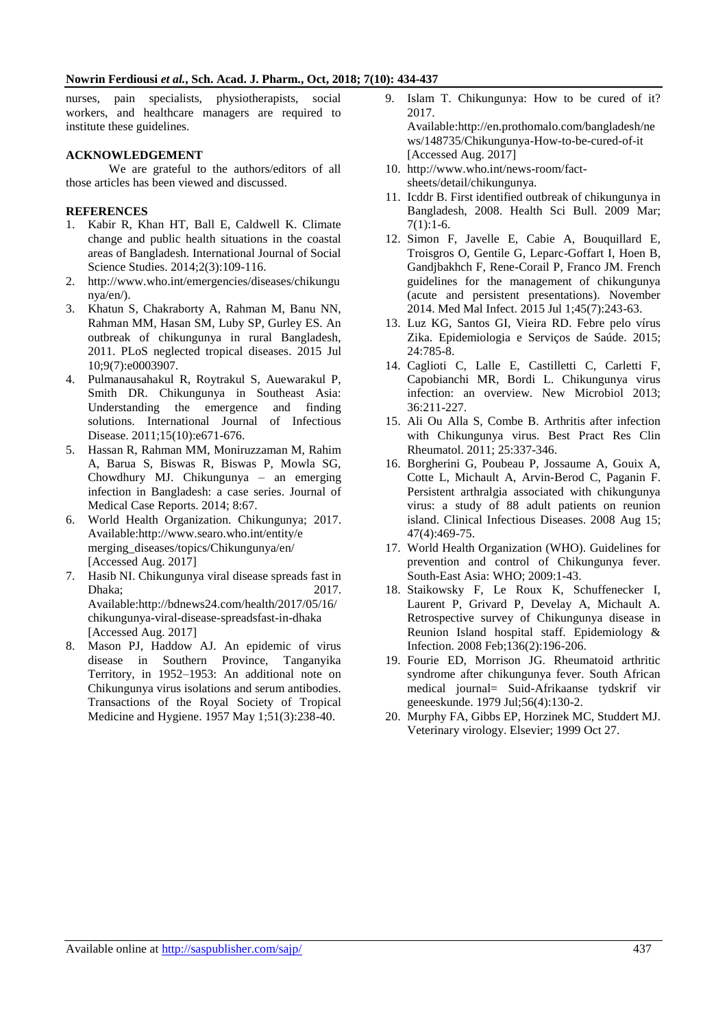nurses, pain specialists, physiotherapists, social workers, and healthcare managers are required to institute these guidelines.

## ACKNOWLEDGEMENT

We are grateful to the authors/editors of all those articles has been viewed and discussed.

## REFERENCES

1. Kabir R, Khan HT, Ball E, Caldwell K. Climate change and public health situations in the coastal areas of Bangladesh. International Journal of Social Science Studies. 2014;2(3):109-116.
2. http://www.who.int/emergencies/diseases/chikungunya/en/).
3. Khatun S, Chakraborty A, Rahman M, Banu NN, Rahman MM, Hasan SM, Luby SP, Gurley ES. An outbreak of chikungunya in rural Bangladesh, 2011. PLoS neglected tropical diseases. 2015 Jul 10;9(7):e0003907.
4. Pulmanausahakul R, Roytrakul S, Auewarakul P, Smith DR. Chikungunya in Southeast Asia: Understanding the emergence and finding solutions. International Journal of Infectious Disease. 2011;15(10):e671-676.
5. Hassan R, Rahman MM, Moniruzzaman M, Rahim A, Barua S, Biswas R, Biswas P, Mowla SG, Chowdhury MJ. Chikungunya – an emerging infection in Bangladesh: a case series. Journal of Medical Case Reports. 2014; 8:67.
6. World Health Organization. Chikungunya; 2017. Available:http://www.searo.who.int/entity/emerging_diseases/topics/Chikungunya/en/ [Accessed Aug. 2017]
7. Hasib NI. Chikungunya viral disease spreads fast in Dhaka; 2017. Available:http://bdnews24.com/health/2017/05/16/chikungunya-viral-disease-spreadsfast-in-dhaka [Accessed Aug. 2017]
8. Mason PJ, Haddow AJ. An epidemic of virus disease in Southern Province, Tanganyika Territory, in 1952–1953: An additional note on Chikungunya virus isolations and serum antibodies. Transactions of the Royal Society of Tropical Medicine and Hygiene. 1957 May 1;51(3):238-40.
9. Islam T. Chikungunya: How to be cured of it? 2017. Available:http://en.prothomalo.com/bangladesh/news/148735/Chikungunya-How-to-be-cured-of-it [Accessed Aug. 2017]
10. http://www.who.int/news-room/fact-sheets/detail/chikungunya.
11. Icddr B. First identified outbreak of chikungunya in Bangladesh, 2008. Health Sci Bull. 2009 Mar; 7(1):1-6.
12. Simon F, Javelle E, Cabie A, Bouquillard E, Troisgros O, Gentile G, Leparc-Goffart I, Hoen B, Gandjbakhch F, Rene-Corail P, Franco JM. French guidelines for the management of chikungunya (acute and persistent presentations). November 2014. Med Mal Infect. 2015 Jul 1;45(7):243-63.
13. Luz KG, Santos GI, Vieira RD. Febre pelo vírus Zika. Epidemiologia e Serviços de Saúde. 2015; 24:785-8.
14. Caglioti C, Lalle E, Castilletti C, Carletti F, Capobianchi MR, Bordi L. Chikungunya virus infection: an overview. New Microbiol 2013; 36:211-227.
15. Ali Ou Alla S, Combe B. Arthritis after infection with Chikungunya virus. Best Pract Res Clin Rheumatol. 2011; 25:337-346.
16. Borgherini G, Poubeau P, Jossaume A, Gouix A, Cotte L, Michault A, Arvin-Berod C, Paganin F. Persistent arthralgia associated with chikungunya virus: a study of 88 adult patients on reunion island. Clinical Infectious Diseases. 2008 Aug 15; 47(4):469-75.
17. World Health Organization (WHO). Guidelines for prevention and control of Chikungunya fever. South-East Asia: WHO; 2009:1-43.
18. Staikowsky F, Le Roux K, Schuffenecker I, Laurent P, Grivard P, Develay A, Michault A. Retrospective survey of Chikungunya disease in Reunion Island hospital staff. Epidemiology & Infection. 2008 Feb;136(2):196-206.
19. Fourie ED, Morrison JG. Rheumatoid arthritic syndrome after chikungunya fever. South African medical journal= Suid-Afrikaanse tydskrif vir geneeskunde. 1979 Jul;56(4):130-2.
20. Murphy FA, Gibbs EP, Horzinek MC, Studdert MJ. Veterinary virology. Elsevier; 1999 Oct 27.